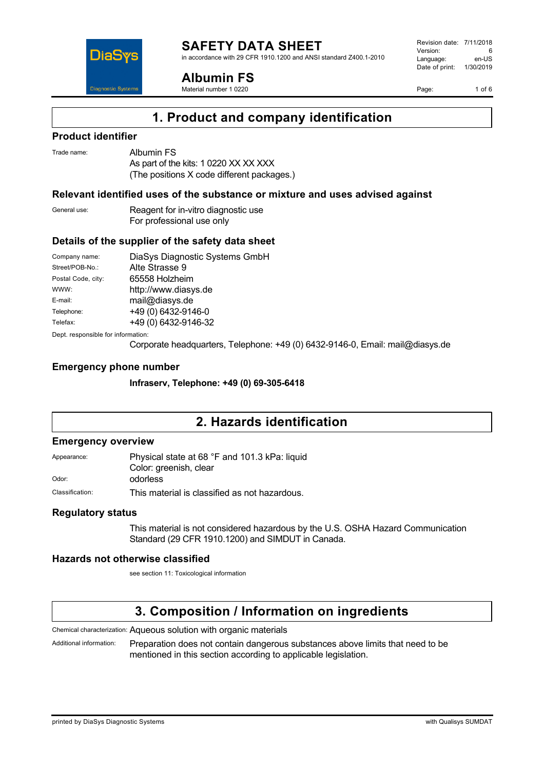# SAFETY DATA SHEET

in accordance with 29 CFR 1910.1200 and ANSI standard Z400.1-2010

| | |
|---|---|
| Revision date: | 7/11/2018 |
| Version: | 6 |
| Language: | en-US |
| Date of print: | 1/30/2019 |

## Albumin FS

Material number 1 0220

## 1. Product and company identification

### Product identifier

Trade name: Albumin FS
As part of the kits: 1 0220 XX XX XXX
(The positions X code different packages.)

### Relevant identified uses of the substance or mixture and uses advised against

General use: Reagent for in-vitro diagnostic use
For professional use only

### Details of the supplier of the safety data sheet

| | |
|---|---|
| Company name: | DiaSys Diagnostic Systems GmbH |
| Street/POB-No.: | Alte Strasse 9 |
| Postal Code, city: | 65558 Holzheim |
| WWW: | http://www.diasys.de |
| E-mail: | mail@diasys.de |
| Telephone: | +49 (0) 6432-9146-0 |
| Telefax: | +49 (0) 6432-9146-32 |

Dept. responsible for information:
Corporate headquarters, Telephone: +49 (0) 6432-9146-0, Email: mail@diasys.de

### Emergency phone number

**Infraserv, Telephone: +49 (0) 69-305-6418**

## 2. Hazards identification

### Emergency overview

Appearance: Physical state at 68 °F and 101.3 kPa: liquid
Color: greenish, clear

Odor: odorless

Classification: This material is classified as not hazardous.

### Regulatory status

This material is not considered hazardous by the U.S. OSHA Hazard Communication Standard (29 CFR 1910.1200) and SIMDUT in Canada.

### Hazards not otherwise classified

see section 11: Toxicological information

## 3. Composition / Information on ingredients

Chemical characterization: Aqueous solution with organic materials

Additional information: Preparation does not contain dangerous substances above limits that need to be mentioned in this section according to applicable legislation.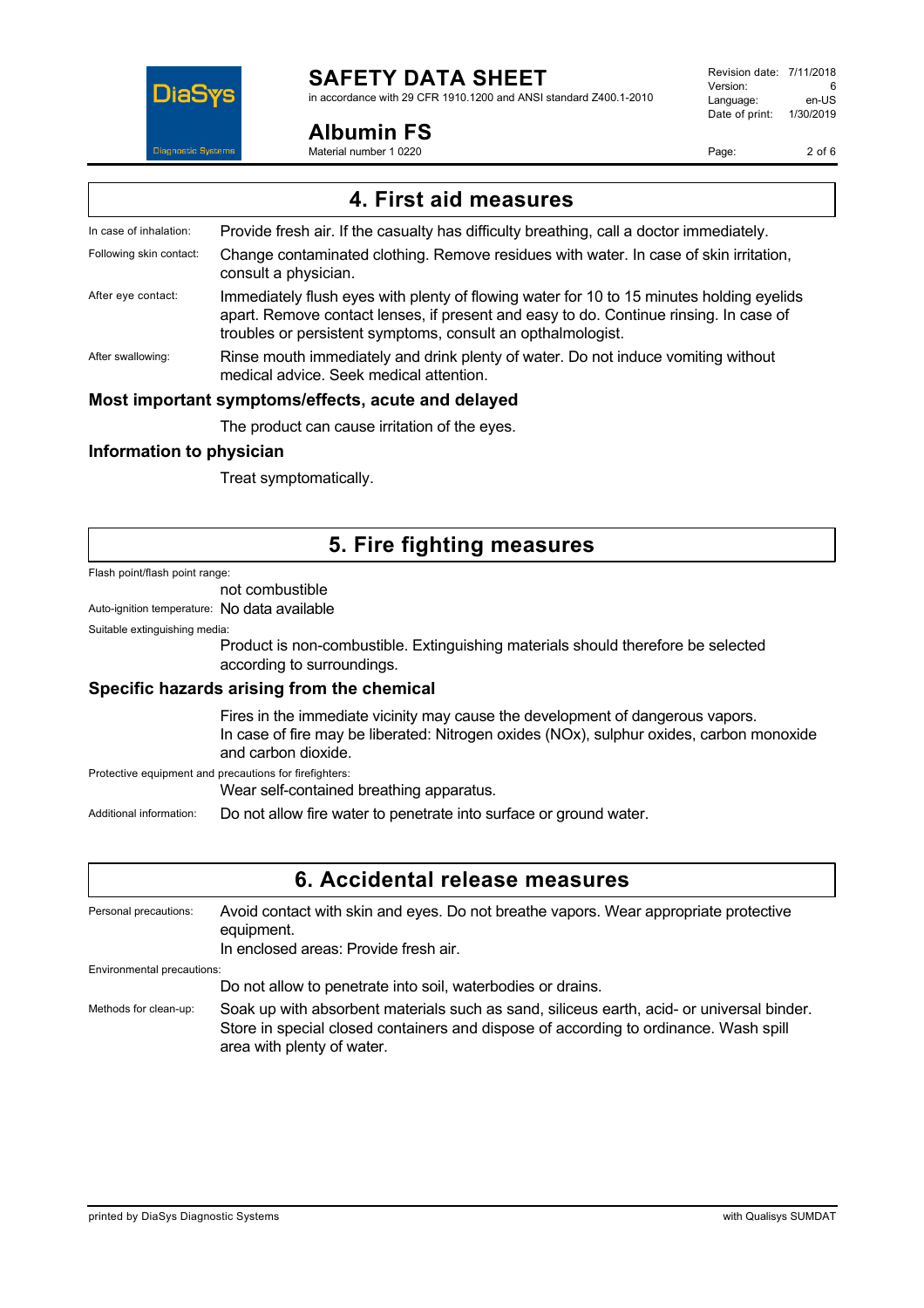## 4. First aid measures

**In case of inhalation:** Provide fresh air. If the casualty has difficulty breathing, call a doctor immediately.

**Following skin contact:** Change contaminated clothing. Remove residues with water. In case of skin irritation, consult a physician.

**After eye contact:** Immediately flush eyes with plenty of flowing water for 10 to 15 minutes holding eyelids apart. Remove contact lenses, if present and easy to do. Continue rinsing. In case of troubles or persistent symptoms, consult an opthalmologist.

**After swallowing:** Rinse mouth immediately and drink plenty of water. Do not induce vomiting without medical advice. Seek medical attention.

### Most important symptoms/effects, acute and delayed

The product can cause irritation of the eyes.

### Information to physician

Treat symptomatically.

## 5. Fire fighting measures

**Flash point/flash point range:** not combustible

**Auto-ignition temperature:** No data available

**Suitable extinguishing media:** Product is non-combustible. Extinguishing materials should therefore be selected according to surroundings.

### Specific hazards arising from the chemical

Fires in the immediate vicinity may cause the development of dangerous vapors.
In case of fire may be liberated: Nitrogen oxides (NOx), sulphur oxides, carbon monoxide and carbon dioxide.

**Protective equipment and precautions for firefighters:** Wear self-contained breathing apparatus.

**Additional information:** Do not allow fire water to penetrate into surface or ground water.

## 6. Accidental release measures

**Personal precautions:** Avoid contact with skin and eyes. Do not breathe vapors. Wear appropriate protective equipment.
In enclosed areas: Provide fresh air.

**Environmental precautions:** Do not allow to penetrate into soil, waterbodies or drains.

**Methods for clean-up:** Soak up with absorbent materials such as sand, siliceus earth, acid- or universal binder. Store in special closed containers and dispose of according to ordinance. Wash spill area with plenty of water.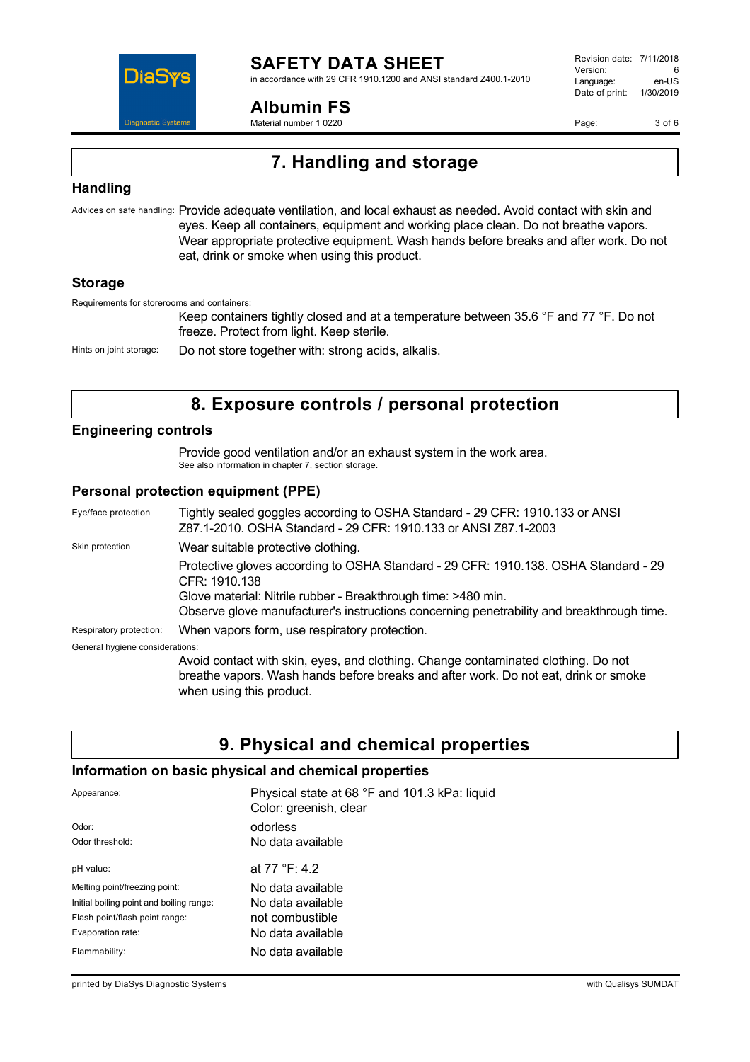# 7. Handling and storage

## Handling

Advices on safe handling: Provide adequate ventilation, and local exhaust as needed. Avoid contact with skin and eyes. Keep all containers, equipment and working place clean. Do not breathe vapors. Wear appropriate protective equipment. Wash hands before breaks and after work. Do not eat, drink or smoke when using this product.

## Storage

Requirements for storerooms and containers:

Keep containers tightly closed and at a temperature between 35.6 °F and 77 °F. Do not freeze. Protect from light. Keep sterile.

Hints on joint storage: Do not store together with: strong acids, alkalis.

# 8. Exposure controls / personal protection

## Engineering controls

Provide good ventilation and/or an exhaust system in the work area.
See also information in chapter 7, section storage.

## Personal protection equipment (PPE)

Eye/face protection: Tightly sealed goggles according to OSHA Standard - 29 CFR: 1910.133 or ANSI Z87.1-2010. OSHA Standard - 29 CFR: 1910.133 or ANSI Z87.1-2003

Skin protection: Wear suitable protective clothing.

Protective gloves according to OSHA Standard - 29 CFR: 1910.138. OSHA Standard - 29 CFR: 1910.138
Glove material: Nitrile rubber - Breakthrough time: >480 min.
Observe glove manufacturer's instructions concerning penetrability and breakthrough time.

Respiratory protection: When vapors form, use respiratory protection.

General hygiene considerations:

Avoid contact with skin, eyes, and clothing. Change contaminated clothing. Do not breathe vapors. Wash hands before breaks and after work. Do not eat, drink or smoke when using this product.

# 9. Physical and chemical properties

## Information on basic physical and chemical properties

| | |
|---|---|
| Appearance: | Physical state at 68 °F and 101.3 kPa: liquid<br>Color: greenish, clear |
| Odor: | odorless |
| Odor threshold: | No data available |
| pH value: | at 77 °F: 4.2 |
| Melting point/freezing point: | No data available |
| Initial boiling point and boiling range: | No data available |
| Flash point/flash point range: | not combustible |
| Evaporation rate: | No data available |
| Flammability: | No data available |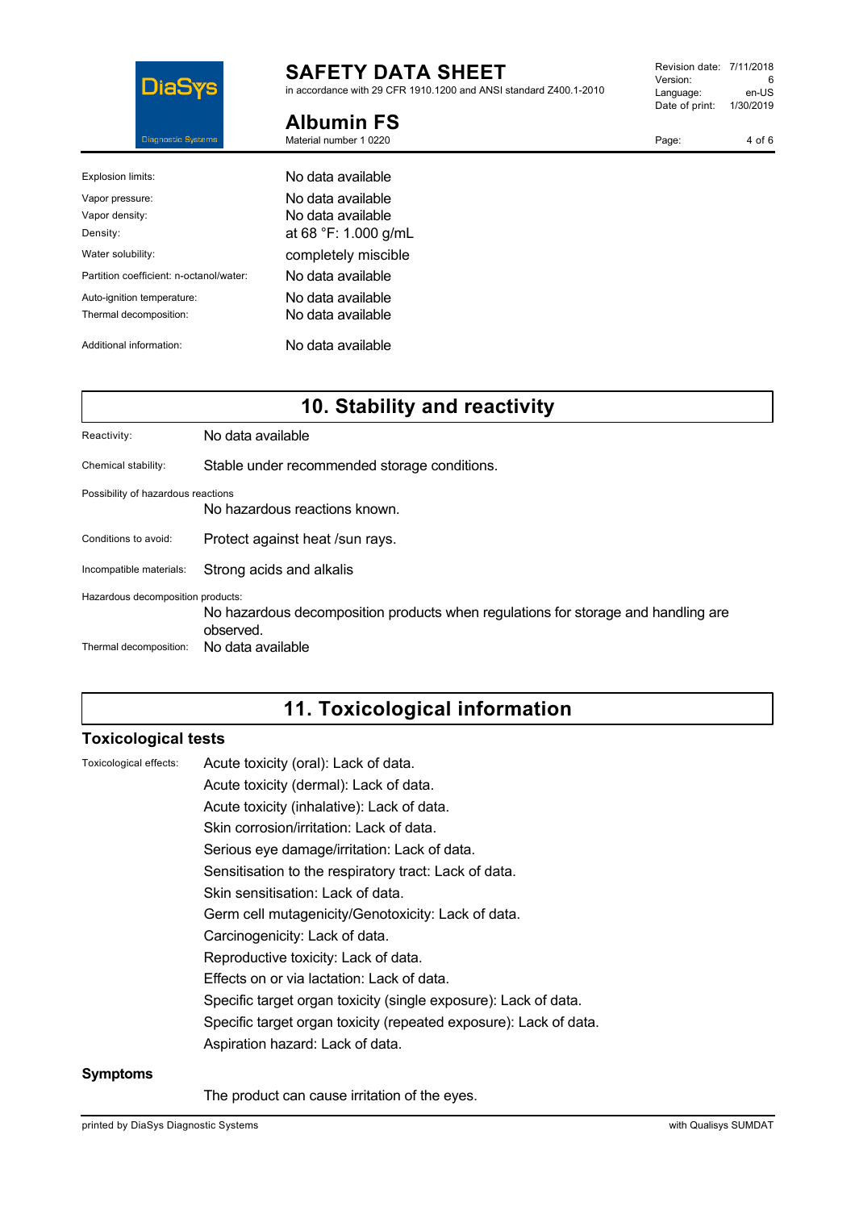| | |
|---|---|
| Explosion limits: | No data available |
| Vapor pressure: | No data available |
| Vapor density: | No data available |
| Density: | at 68 °F: 1.000 g/mL |
| Water solubility: | completely miscible |
| Partition coefficient: n-octanol/water: | No data available |
| Auto-ignition temperature: | No data available |
| Thermal decomposition: | No data available |
| Additional information: | No data available |

## 10. Stability and reactivity

Reactivity: No data available

Chemical stability: Stable under recommended storage conditions.

Possibility of hazardous reactions
No hazardous reactions known.

Conditions to avoid: Protect against heat /sun rays.

Incompatible materials: Strong acids and alkalis

Hazardous decomposition products:
No hazardous decomposition products when regulations for storage and handling are observed.

Thermal decomposition: No data available

## 11. Toxicological information

### Toxicological tests

Toxicological effects:
- Acute toxicity (oral): Lack of data.
- Acute toxicity (dermal): Lack of data.
- Acute toxicity (inhalative): Lack of data.
- Skin corrosion/irritation: Lack of data.
- Serious eye damage/irritation: Lack of data.
- Sensitisation to the respiratory tract: Lack of data.
- Skin sensitisation: Lack of data.
- Germ cell mutagenicity/Genotoxicity: Lack of data.
- Carcinogenicity: Lack of data.
- Reproductive toxicity: Lack of data.
- Effects on or via lactation: Lack of data.
- Specific target organ toxicity (single exposure): Lack of data.
- Specific target organ toxicity (repeated exposure): Lack of data.
- Aspiration hazard: Lack of data.

### Symptoms

The product can cause irritation of the eyes.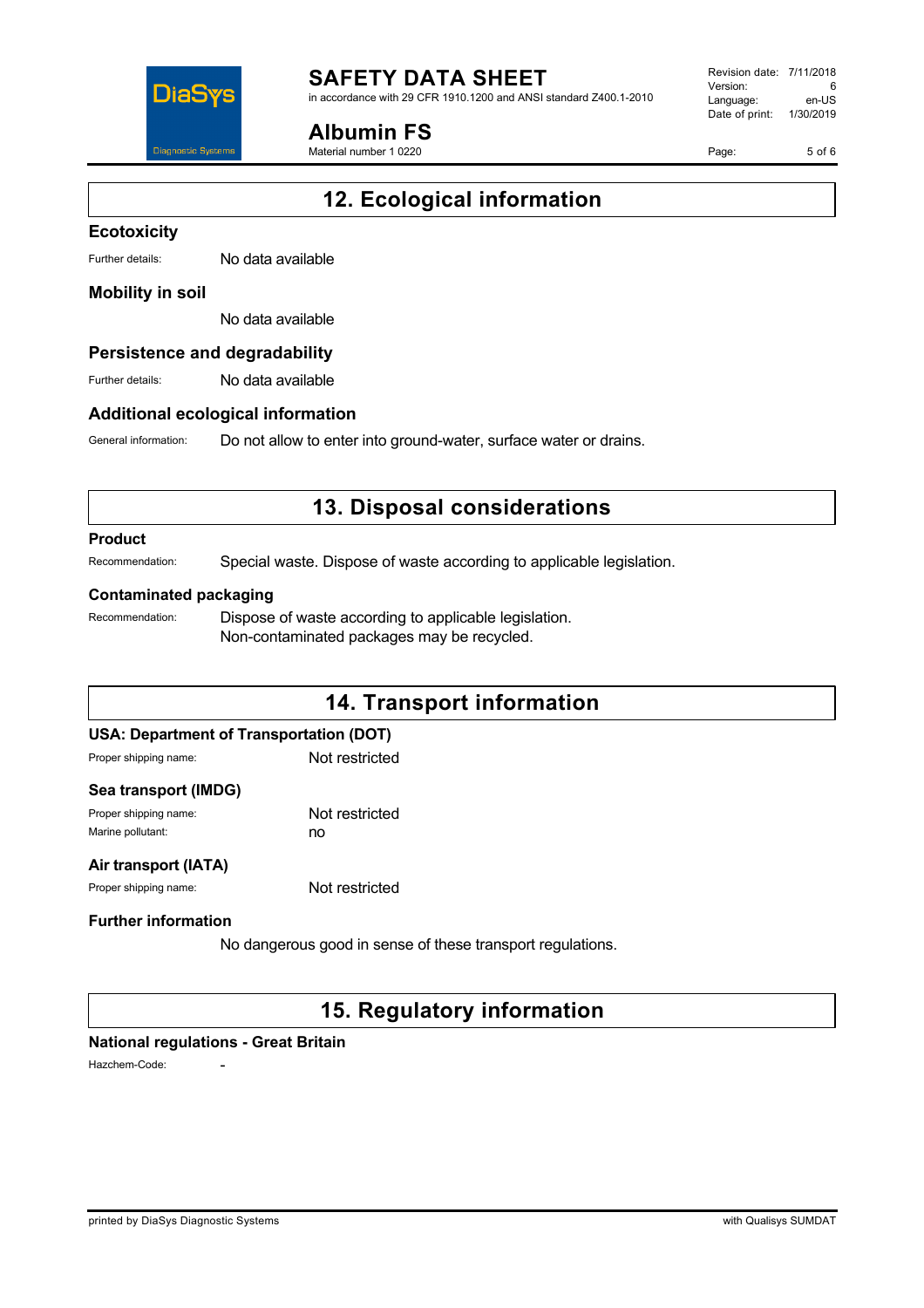## 12. Ecological information

### Ecotoxicity

Further details: No data available

### Mobility in soil

No data available

### Persistence and degradability

Further details: No data available

### Additional ecological information

General information: Do not allow to enter into ground-water, surface water or drains.

## 13. Disposal considerations

### Product

Recommendation: Special waste. Dispose of waste according to applicable legislation.

### Contaminated packaging

Recommendation: Dispose of waste according to applicable legislation.
Non-contaminated packages may be recycled.

## 14. Transport information

### USA: Department of Transportation (DOT)

Proper shipping name: Not restricted

### Sea transport (IMDG)

Proper shipping name: Not restricted
Marine pollutant: no

### Air transport (IATA)

Proper shipping name: Not restricted

### Further information

No dangerous good in sense of these transport regulations.

## 15. Regulatory information

### National regulations - Great Britain

Hazchem-Code: -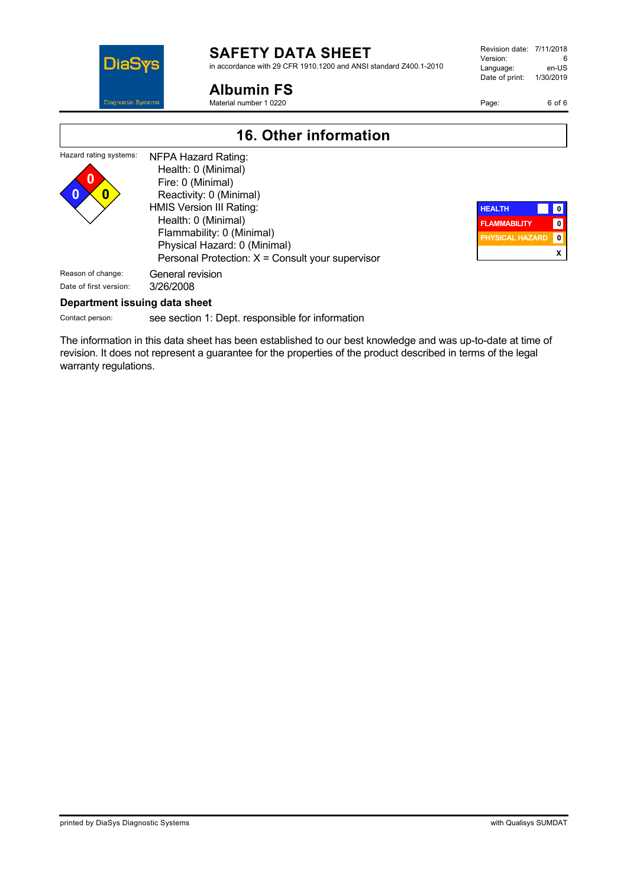## 16. Other information

Hazard rating systems:

NFPA Hazard Rating:
- Health: 0 (Minimal)
- Fire: 0 (Minimal)
- Reactivity: 0 (Minimal)

HMIS Version III Rating:
- Health: 0 (Minimal)
- Flammability: 0 (Minimal)
- Physical Hazard: 0 (Minimal)
- Personal Protection: X = Consult your supervisor

| | |
|---|---|
| HEALTH | 0 |
| FLAMMABILITY | 0 |
| PHYSICAL HAZARD | 0 |
| | X |

Reason of change: General revision

Date of first version: 3/26/2008

### Department issuing data sheet

Contact person: see section 1: Dept. responsible for information

The information in this data sheet has been established to our best knowledge and was up-to-date at time of revision. It does not represent a guarantee for the properties of the product described in terms of the legal warranty regulations.